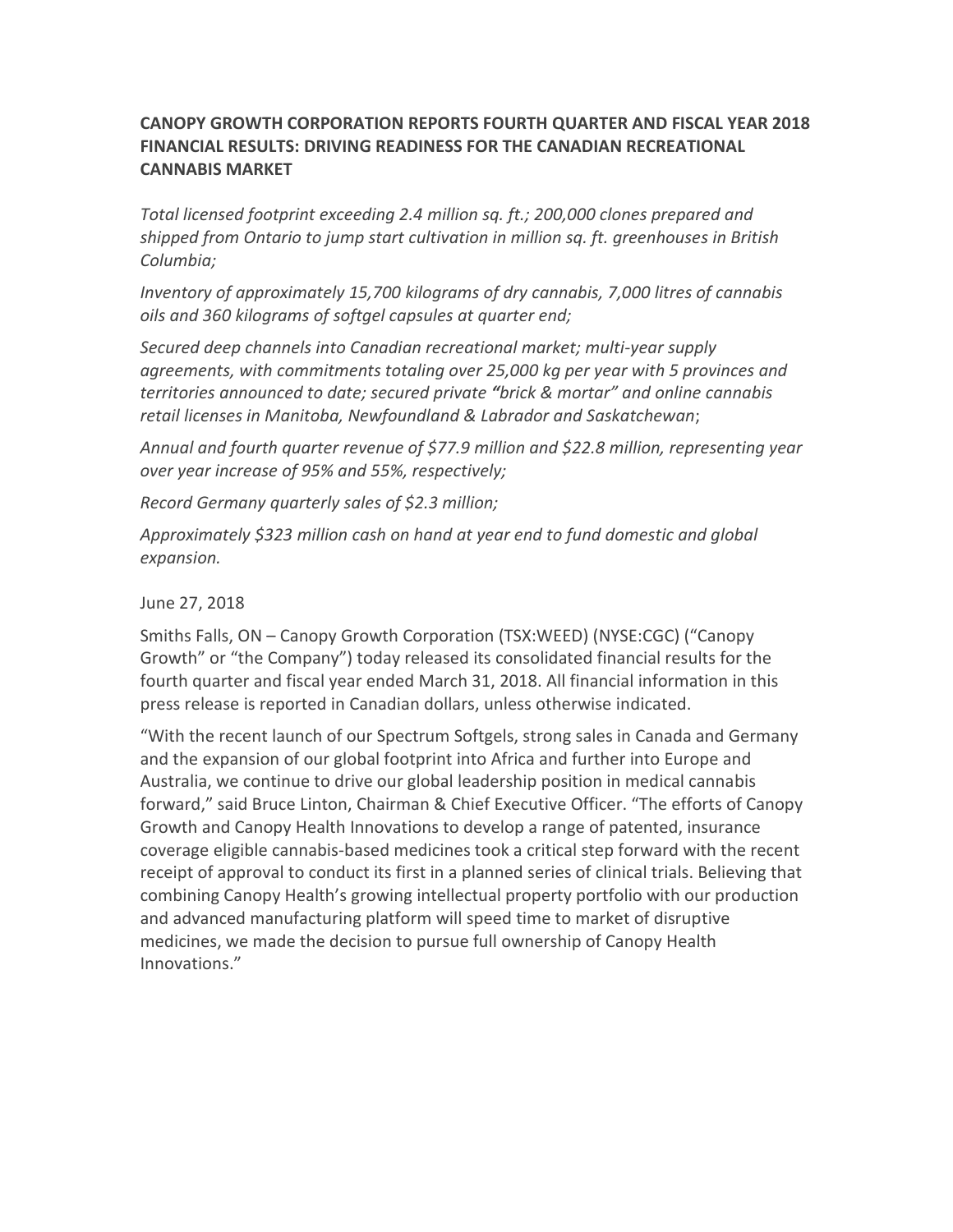# CANOPY GROWTH CORPORATION REPORTS FOURTH QUARTER AND FISCAL YEAR 2018 FINANCIAL RESULTS: DRIVING READINESS FOR THE CANADIAN RECREATIONAL CANNABIS MARKET

*Total licensed footprint exceeding 2.4 million sq. ft.; 200,000 clones prepared and shipped from Ontario to jump start cultivation in million sq. ft. greenhouses in British Columbia;*

*Inventory of approximately 15,700 kilograms of dry cannabis, 7,000 litres of cannabis oils and 360 kilograms of softgel capsules at quarter end;*

*Secured deep channels into Canadian recreational market; multi-year supply agreements, with commitments totaling over 25,000 kg per year with 5 provinces and territories announced to date; secured private "brick & mortar" and online cannabis retail licenses in Manitoba, Newfoundland & Labrador and Saskatchewan*;

*Annual and fourth quarter revenue of $77.9 million and $22.8 million, representing year over year increase of 95% and 55%, respectively;*

*Record Germany quarterly sales of $2.3 million;*

*Approximately $323 million cash on hand at year end to fund domestic and global expansion.*

June 27, 2018

Smiths Falls, ON – Canopy Growth Corporation (TSX:WEED) (NYSE:CGC) ("Canopy Growth" or "the Company") today released its consolidated financial results for the fourth quarter and fiscal year ended March 31, 2018. All financial information in this press release is reported in Canadian dollars, unless otherwise indicated.

"With the recent launch of our Spectrum Softgels, strong sales in Canada and Germany and the expansion of our global footprint into Africa and further into Europe and Australia, we continue to drive our global leadership position in medical cannabis forward," said Bruce Linton, Chairman & Chief Executive Officer. "The efforts of Canopy Growth and Canopy Health Innovations to develop a range of patented, insurance coverage eligible cannabis-based medicines took a critical step forward with the recent receipt of approval to conduct its first in a planned series of clinical trials. Believing that combining Canopy Health's growing intellectual property portfolio with our production and advanced manufacturing platform will speed time to market of disruptive medicines, we made the decision to pursue full ownership of Canopy Health Innovations."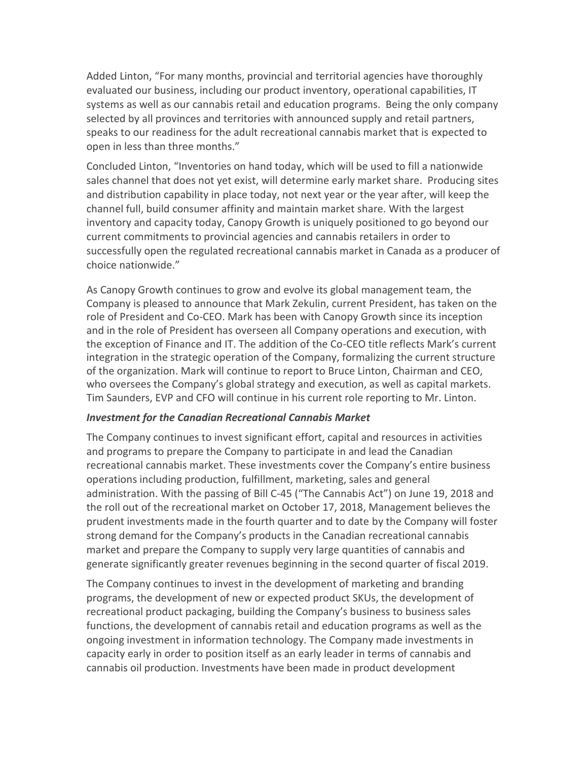Added Linton, "For many months, provincial and territorial agencies have thoroughly evaluated our business, including our product inventory, operational capabilities, IT systems as well as our cannabis retail and education programs. Being the only company selected by all provinces and territories with announced supply and retail partners, speaks to our readiness for the adult recreational cannabis market that is expected to open in less than three months."

Concluded Linton, "Inventories on hand today, which will be used to fill a nationwide sales channel that does not yet exist, will determine early market share. Producing sites and distribution capability in place today, not next year or the year after, will keep the channel full, build consumer affinity and maintain market share. With the largest inventory and capacity today, Canopy Growth is uniquely positioned to go beyond our current commitments to provincial agencies and cannabis retailers in order to successfully open the regulated recreational cannabis market in Canada as a producer of choice nationwide."

As Canopy Growth continues to grow and evolve its global management team, the Company is pleased to announce that Mark Zekulin, current President, has taken on the role of President and Co-CEO. Mark has been with Canopy Growth since its inception and in the role of President has overseen all Company operations and execution, with the exception of Finance and IT. The addition of the Co-CEO title reflects Mark's current integration in the strategic operation of the Company, formalizing the current structure of the organization. Mark will continue to report to Bruce Linton, Chairman and CEO, who oversees the Company's global strategy and execution, as well as capital markets. Tim Saunders, EVP and CFO will continue in his current role reporting to Mr. Linton.

***Investment for the Canadian Recreational Cannabis Market***

The Company continues to invest significant effort, capital and resources in activities and programs to prepare the Company to participate in and lead the Canadian recreational cannabis market. These investments cover the Company's entire business operations including production, fulfillment, marketing, sales and general administration. With the passing of Bill C-45 ("The Cannabis Act") on June 19, 2018 and the roll out of the recreational market on October 17, 2018, Management believes the prudent investments made in the fourth quarter and to date by the Company will foster strong demand for the Company's products in the Canadian recreational cannabis market and prepare the Company to supply very large quantities of cannabis and generate significantly greater revenues beginning in the second quarter of fiscal 2019.

The Company continues to invest in the development of marketing and branding programs, the development of new or expected product SKUs, the development of recreational product packaging, building the Company's business to business sales functions, the development of cannabis retail and education programs as well as the ongoing investment in information technology. The Company made investments in capacity early in order to position itself as an early leader in terms of cannabis and cannabis oil production. Investments have been made in product development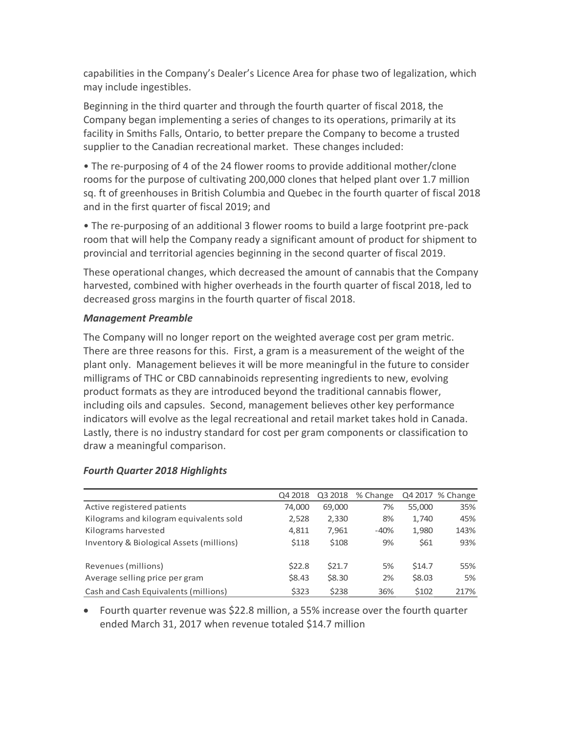capabilities in the Company's Dealer's Licence Area for phase two of legalization, which may include ingestibles.

Beginning in the third quarter and through the fourth quarter of fiscal 2018, the Company began implementing a series of changes to its operations, primarily at its facility in Smiths Falls, Ontario, to better prepare the Company to become a trusted supplier to the Canadian recreational market. These changes included:

• The re-purposing of 4 of the 24 flower rooms to provide additional mother/clone rooms for the purpose of cultivating 200,000 clones that helped plant over 1.7 million sq. ft of greenhouses in British Columbia and Quebec in the fourth quarter of fiscal 2018 and in the first quarter of fiscal 2019; and

• The re-purposing of an additional 3 flower rooms to build a large footprint pre-pack room that will help the Company ready a significant amount of product for shipment to provincial and territorial agencies beginning in the second quarter of fiscal 2019.

These operational changes, which decreased the amount of cannabis that the Company harvested, combined with higher overheads in the fourth quarter of fiscal 2018, led to decreased gross margins in the fourth quarter of fiscal 2018.

### *Management Preamble*

The Company will no longer report on the weighted average cost per gram metric. There are three reasons for this. First, a gram is a measurement of the weight of the plant only. Management believes it will be more meaningful in the future to consider milligrams of THC or CBD cannabinoids representing ingredients to new, evolving product formats as they are introduced beyond the traditional cannabis flower, including oils and capsules. Second, management believes other key performance indicators will evolve as the legal recreational and retail market takes hold in Canada. Lastly, there is no industry standard for cost per gram components or classification to draw a meaningful comparison.

### *Fourth Quarter 2018 Highlights*

| | Q4 2018 | Q3 2018 | % Change | Q4 2017 | % Change |
|---|---|---|---|---|---|
| Active registered patients | 74,000 | 69,000 | 7% | 55,000 | 35% |
| Kilograms and kilogram equivalents sold | 2,528 | 2,330 | 8% | 1,740 | 45% |
| Kilograms harvested | 4,811 | 7,961 | -40% | 1,980 | 143% |
| Inventory & Biological Assets (millions) | $118 | $108 | 9% | $61 | 93% |
| Revenues (millions) | $22.8 | $21.7 | 5% | $14.7 | 55% |
| Average selling price per gram | $8.43 | $8.30 | 2% | $8.03 | 5% |
| Cash and Cash Equivalents (millions) | $323 | $238 | 36% | $102 | 217% |

- Fourth quarter revenue was $22.8 million, a 55% increase over the fourth quarter ended March 31, 2017 when revenue totaled $14.7 million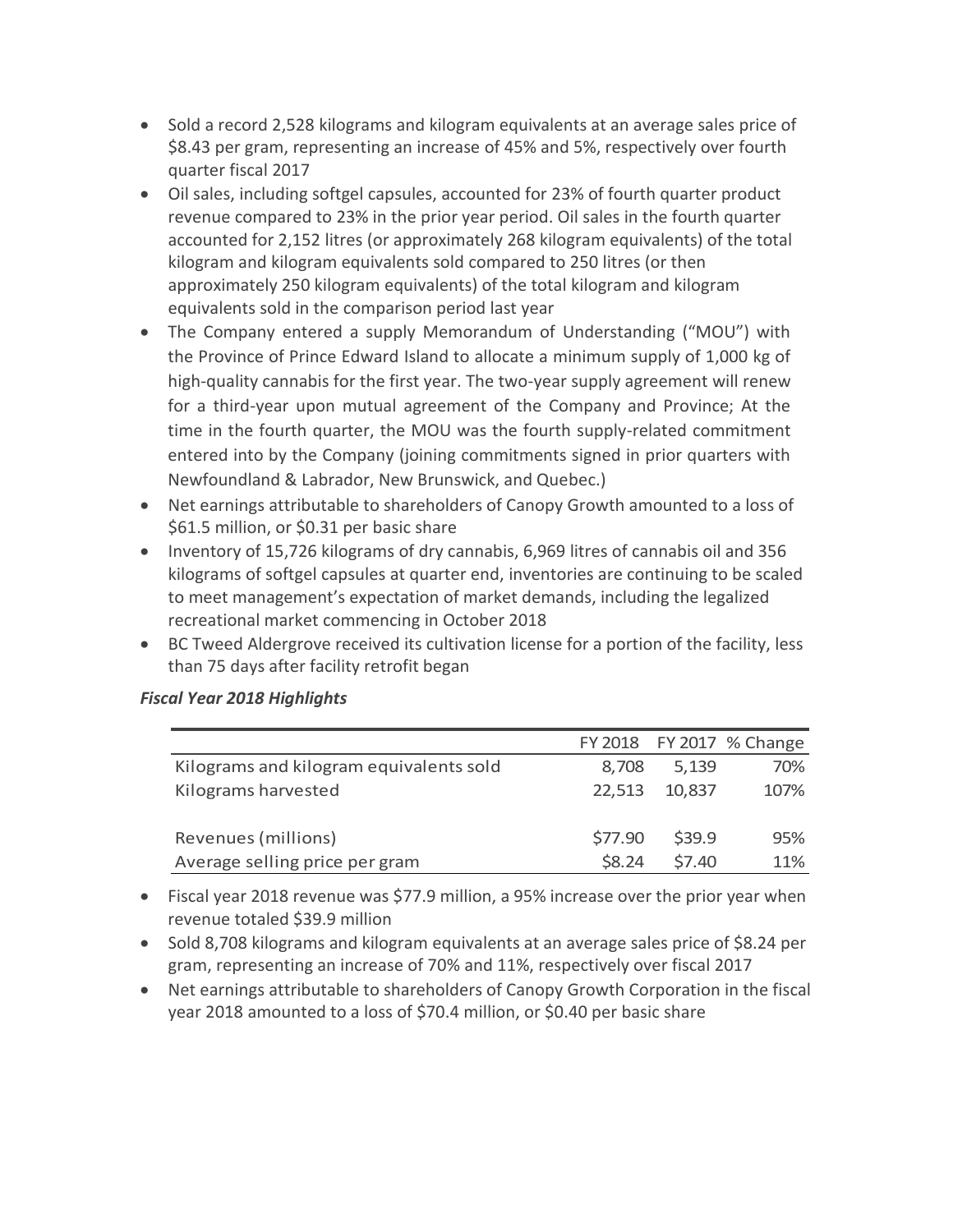- Sold a record 2,528 kilograms and kilogram equivalents at an average sales price of $8.43 per gram, representing an increase of 45% and 5%, respectively over fourth quarter fiscal 2017
- Oil sales, including softgel capsules, accounted for 23% of fourth quarter product revenue compared to 23% in the prior year period. Oil sales in the fourth quarter accounted for 2,152 litres (or approximately 268 kilogram equivalents) of the total kilogram and kilogram equivalents sold compared to 250 litres (or then approximately 250 kilogram equivalents) of the total kilogram and kilogram equivalents sold in the comparison period last year
- The Company entered a supply Memorandum of Understanding ("MOU") with the Province of Prince Edward Island to allocate a minimum supply of 1,000 kg of high-quality cannabis for the first year. The two-year supply agreement will renew for a third-year upon mutual agreement of the Company and Province; At the time in the fourth quarter, the MOU was the fourth supply-related commitment entered into by the Company (joining commitments signed in prior quarters with Newfoundland & Labrador, New Brunswick, and Quebec.)
- Net earnings attributable to shareholders of Canopy Growth amounted to a loss of $61.5 million, or $0.31 per basic share
- Inventory of 15,726 kilograms of dry cannabis, 6,969 litres of cannabis oil and 356 kilograms of softgel capsules at quarter end, inventories are continuing to be scaled to meet management's expectation of market demands, including the legalized recreational market commencing in October 2018
- BC Tweed Aldergrove received its cultivation license for a portion of the facility, less than 75 days after facility retrofit began

***Fiscal Year 2018 Highlights***

| | FY 2018 | FY 2017 | % Change |
|---|---|---|---|
| Kilograms and kilogram equivalents sold | 8,708 | 5,139 | 70% |
| Kilograms harvested | 22,513 | 10,837 | 107% |
| | | | |
| Revenues (millions) | $77.90 | $39.9 | 95% |
| Average selling price per gram | $8.24 | $7.40 | 11% |

- Fiscal year 2018 revenue was $77.9 million, a 95% increase over the prior year when revenue totaled $39.9 million
- Sold 8,708 kilograms and kilogram equivalents at an average sales price of $8.24 per gram, representing an increase of 70% and 11%, respectively over fiscal 2017
- Net earnings attributable to shareholders of Canopy Growth Corporation in the fiscal year 2018 amounted to a loss of $70.4 million, or $0.40 per basic share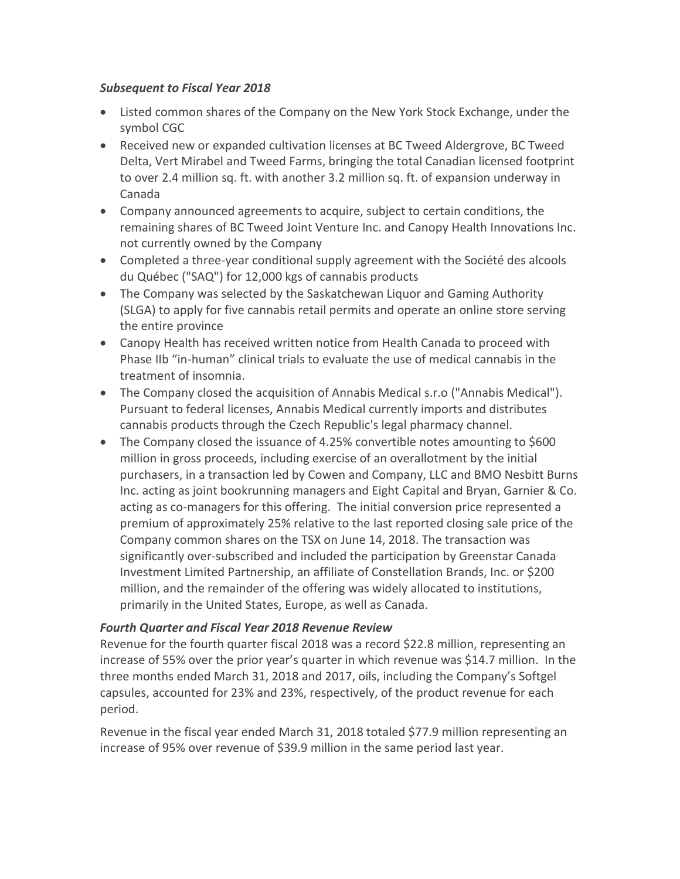***Subsequent to Fiscal Year 2018***

- Listed common shares of the Company on the New York Stock Exchange, under the symbol CGC
- Received new or expanded cultivation licenses at BC Tweed Aldergrove, BC Tweed Delta, Vert Mirabel and Tweed Farms, bringing the total Canadian licensed footprint to over 2.4 million sq. ft. with another 3.2 million sq. ft. of expansion underway in Canada
- Company announced agreements to acquire, subject to certain conditions, the remaining shares of BC Tweed Joint Venture Inc. and Canopy Health Innovations Inc. not currently owned by the Company
- Completed a three-year conditional supply agreement with the Société des alcools du Québec ("SAQ") for 12,000 kgs of cannabis products
- The Company was selected by the Saskatchewan Liquor and Gaming Authority (SLGA) to apply for five cannabis retail permits and operate an online store serving the entire province
- Canopy Health has received written notice from Health Canada to proceed with Phase IIb "in-human" clinical trials to evaluate the use of medical cannabis in the treatment of insomnia.
- The Company closed the acquisition of Annabis Medical s.r.o ("Annabis Medical"). Pursuant to federal licenses, Annabis Medical currently imports and distributes cannabis products through the Czech Republic's legal pharmacy channel.
- The Company closed the issuance of 4.25% convertible notes amounting to $600 million in gross proceeds, including exercise of an overallotment by the initial purchasers, in a transaction led by Cowen and Company, LLC and BMO Nesbitt Burns Inc. acting as joint bookrunning managers and Eight Capital and Bryan, Garnier & Co. acting as co-managers for this offering. The initial conversion price represented a premium of approximately 25% relative to the last reported closing sale price of the Company common shares on the TSX on June 14, 2018. The transaction was significantly over-subscribed and included the participation by Greenstar Canada Investment Limited Partnership, an affiliate of Constellation Brands, Inc. or $200 million, and the remainder of the offering was widely allocated to institutions, primarily in the United States, Europe, as well as Canada.

***Fourth Quarter and Fiscal Year 2018 Revenue Review***

Revenue for the fourth quarter fiscal 2018 was a record $22.8 million, representing an increase of 55% over the prior year's quarter in which revenue was $14.7 million. In the three months ended March 31, 2018 and 2017, oils, including the Company's Softgel capsules, accounted for 23% and 23%, respectively, of the product revenue for each period.

Revenue in the fiscal year ended March 31, 2018 totaled $77.9 million representing an increase of 95% over revenue of $39.9 million in the same period last year.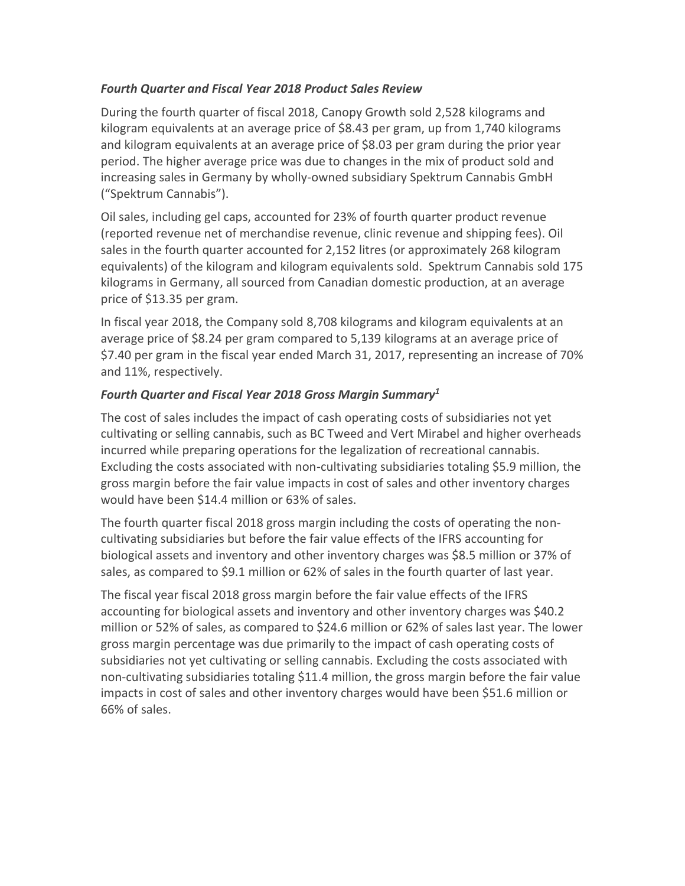***Fourth Quarter and Fiscal Year 2018 Product Sales Review***

During the fourth quarter of fiscal 2018, Canopy Growth sold 2,528 kilograms and kilogram equivalents at an average price of $8.43 per gram, up from 1,740 kilograms and kilogram equivalents at an average price of $8.03 per gram during the prior year period. The higher average price was due to changes in the mix of product sold and increasing sales in Germany by wholly-owned subsidiary Spektrum Cannabis GmbH ("Spektrum Cannabis").

Oil sales, including gel caps, accounted for 23% of fourth quarter product revenue (reported revenue net of merchandise revenue, clinic revenue and shipping fees). Oil sales in the fourth quarter accounted for 2,152 litres (or approximately 268 kilogram equivalents) of the kilogram and kilogram equivalents sold. Spektrum Cannabis sold 175 kilograms in Germany, all sourced from Canadian domestic production, at an average price of $13.35 per gram.

In fiscal year 2018, the Company sold 8,708 kilograms and kilogram equivalents at an average price of $8.24 per gram compared to 5,139 kilograms at an average price of $7.40 per gram in the fiscal year ended March 31, 2017, representing an increase of 70% and 11%, respectively.

***Fourth Quarter and Fiscal Year 2018 Gross Margin Summary[1]***

The cost of sales includes the impact of cash operating costs of subsidiaries not yet cultivating or selling cannabis, such as BC Tweed and Vert Mirabel and higher overheads incurred while preparing operations for the legalization of recreational cannabis. Excluding the costs associated with non-cultivating subsidiaries totaling $5.9 million, the gross margin before the fair value impacts in cost of sales and other inventory charges would have been $14.4 million or 63% of sales.

The fourth quarter fiscal 2018 gross margin including the costs of operating the non-cultivating subsidiaries but before the fair value effects of the IFRS accounting for biological assets and inventory and other inventory charges was $8.5 million or 37% of sales, as compared to $9.1 million or 62% of sales in the fourth quarter of last year.

The fiscal year fiscal 2018 gross margin before the fair value effects of the IFRS accounting for biological assets and inventory and other inventory charges was $40.2 million or 52% of sales, as compared to $24.6 million or 62% of sales last year. The lower gross margin percentage was due primarily to the impact of cash operating costs of subsidiaries not yet cultivating or selling cannabis. Excluding the costs associated with non-cultivating subsidiaries totaling $11.4 million, the gross margin before the fair value impacts in cost of sales and other inventory charges would have been $51.6 million or 66% of sales.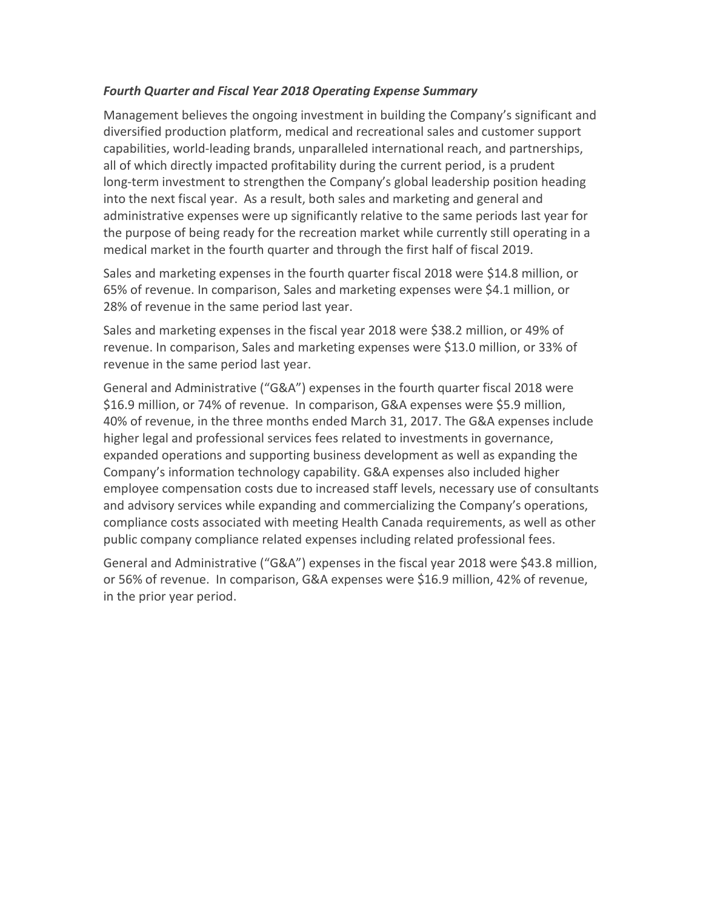*Fourth Quarter and Fiscal Year 2018 Operating Expense Summary*

Management believes the ongoing investment in building the Company's significant and diversified production platform, medical and recreational sales and customer support capabilities, world-leading brands, unparalleled international reach, and partnerships, all of which directly impacted profitability during the current period, is a prudent long-term investment to strengthen the Company's global leadership position heading into the next fiscal year. As a result, both sales and marketing and general and administrative expenses were up significantly relative to the same periods last year for the purpose of being ready for the recreation market while currently still operating in a medical market in the fourth quarter and through the first half of fiscal 2019.

Sales and marketing expenses in the fourth quarter fiscal 2018 were $14.8 million, or 65% of revenue. In comparison, Sales and marketing expenses were $4.1 million, or 28% of revenue in the same period last year.

Sales and marketing expenses in the fiscal year 2018 were $38.2 million, or 49% of revenue. In comparison, Sales and marketing expenses were $13.0 million, or 33% of revenue in the same period last year.

General and Administrative ("G&A") expenses in the fourth quarter fiscal 2018 were $16.9 million, or 74% of revenue. In comparison, G&A expenses were $5.9 million, 40% of revenue, in the three months ended March 31, 2017. The G&A expenses include higher legal and professional services fees related to investments in governance, expanded operations and supporting business development as well as expanding the Company's information technology capability. G&A expenses also included higher employee compensation costs due to increased staff levels, necessary use of consultants and advisory services while expanding and commercializing the Company's operations, compliance costs associated with meeting Health Canada requirements, as well as other public company compliance related expenses including related professional fees.

General and Administrative ("G&A") expenses in the fiscal year 2018 were $43.8 million, or 56% of revenue. In comparison, G&A expenses were $16.9 million, 42% of revenue, in the prior year period.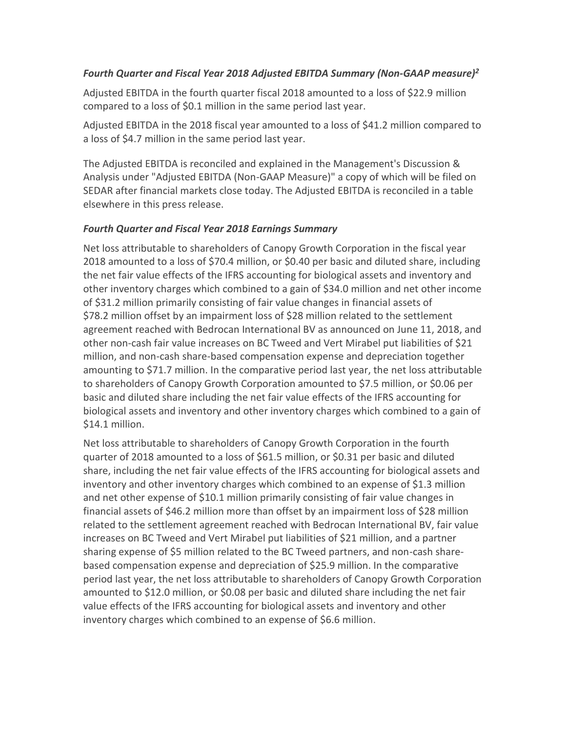### *Fourth Quarter and Fiscal Year 2018 Adjusted EBITDA Summary (Non-GAAP measure)[2]*

Adjusted EBITDA in the fourth quarter fiscal 2018 amounted to a loss of $22.9 million compared to a loss of $0.1 million in the same period last year.

Adjusted EBITDA in the 2018 fiscal year amounted to a loss of $41.2 million compared to a loss of $4.7 million in the same period last year.

The Adjusted EBITDA is reconciled and explained in the Management's Discussion & Analysis under "Adjusted EBITDA (Non-GAAP Measure)" a copy of which will be filed on SEDAR after financial markets close today. The Adjusted EBITDA is reconciled in a table elsewhere in this press release.

### *Fourth Quarter and Fiscal Year 2018 Earnings Summary*

Net loss attributable to shareholders of Canopy Growth Corporation in the fiscal year 2018 amounted to a loss of $70.4 million, or $0.40 per basic and diluted share, including the net fair value effects of the IFRS accounting for biological assets and inventory and other inventory charges which combined to a gain of $34.0 million and net other income of $31.2 million primarily consisting of fair value changes in financial assets of $78.2 million offset by an impairment loss of $28 million related to the settlement agreement reached with Bedrocan International BV as announced on June 11, 2018, and other non-cash fair value increases on BC Tweed and Vert Mirabel put liabilities of $21 million, and non-cash share-based compensation expense and depreciation together amounting to $71.7 million. In the comparative period last year, the net loss attributable to shareholders of Canopy Growth Corporation amounted to $7.5 million, or $0.06 per basic and diluted share including the net fair value effects of the IFRS accounting for biological assets and inventory and other inventory charges which combined to a gain of $14.1 million.

Net loss attributable to shareholders of Canopy Growth Corporation in the fourth quarter of 2018 amounted to a loss of $61.5 million, or $0.31 per basic and diluted share, including the net fair value effects of the IFRS accounting for biological assets and inventory and other inventory charges which combined to an expense of $1.3 million and net other expense of $10.1 million primarily consisting of fair value changes in financial assets of $46.2 million more than offset by an impairment loss of $28 million related to the settlement agreement reached with Bedrocan International BV, fair value increases on BC Tweed and Vert Mirabel put liabilities of $21 million, and a partner sharing expense of $5 million related to the BC Tweed partners, and non-cash share-based compensation expense and depreciation of $25.9 million. In the comparative period last year, the net loss attributable to shareholders of Canopy Growth Corporation amounted to $12.0 million, or $0.08 per basic and diluted share including the net fair value effects of the IFRS accounting for biological assets and inventory and other inventory charges which combined to an expense of $6.6 million.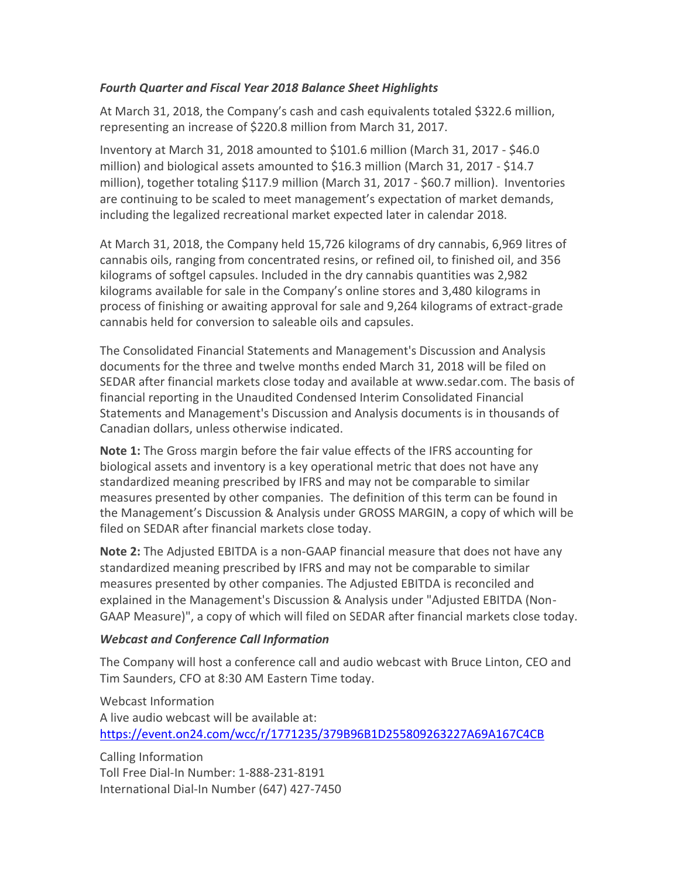### *Fourth Quarter and Fiscal Year 2018 Balance Sheet Highlights*

At March 31, 2018, the Company's cash and cash equivalents totaled $322.6 million, representing an increase of $220.8 million from March 31, 2017.

Inventory at March 31, 2018 amounted to $101.6 million (March 31, 2017 - $46.0 million) and biological assets amounted to $16.3 million (March 31, 2017 - $14.7 million), together totaling $117.9 million (March 31, 2017 - $60.7 million). Inventories are continuing to be scaled to meet management's expectation of market demands, including the legalized recreational market expected later in calendar 2018.

At March 31, 2018, the Company held 15,726 kilograms of dry cannabis, 6,969 litres of cannabis oils, ranging from concentrated resins, or refined oil, to finished oil, and 356 kilograms of softgel capsules. Included in the dry cannabis quantities was 2,982 kilograms available for sale in the Company's online stores and 3,480 kilograms in process of finishing or awaiting approval for sale and 9,264 kilograms of extract-grade cannabis held for conversion to saleable oils and capsules.

The Consolidated Financial Statements and Management's Discussion and Analysis documents for the three and twelve months ended March 31, 2018 will be filed on SEDAR after financial markets close today and available at www.sedar.com. The basis of financial reporting in the Unaudited Condensed Interim Consolidated Financial Statements and Management's Discussion and Analysis documents is in thousands of Canadian dollars, unless otherwise indicated.

**Note 1:** The Gross margin before the fair value effects of the IFRS accounting for biological assets and inventory is a key operational metric that does not have any standardized meaning prescribed by IFRS and may not be comparable to similar measures presented by other companies. The definition of this term can be found in the Management's Discussion & Analysis under GROSS MARGIN, a copy of which will be filed on SEDAR after financial markets close today.

**Note 2:** The Adjusted EBITDA is a non-GAAP financial measure that does not have any standardized meaning prescribed by IFRS and may not be comparable to similar measures presented by other companies. The Adjusted EBITDA is reconciled and explained in the Management's Discussion & Analysis under "Adjusted EBITDA (Non-GAAP Measure)", a copy of which will filed on SEDAR after financial markets close today.

### *Webcast and Conference Call Information*

The Company will host a conference call and audio webcast with Bruce Linton, CEO and Tim Saunders, CFO at 8:30 AM Eastern Time today.

Webcast Information
A live audio webcast will be available at:
https://event.on24.com/wcc/r/1771235/379B96B1D255809263227A69A167C4CB

Calling Information
Toll Free Dial-In Number: 1-888-231-8191
International Dial-In Number (647) 427-7450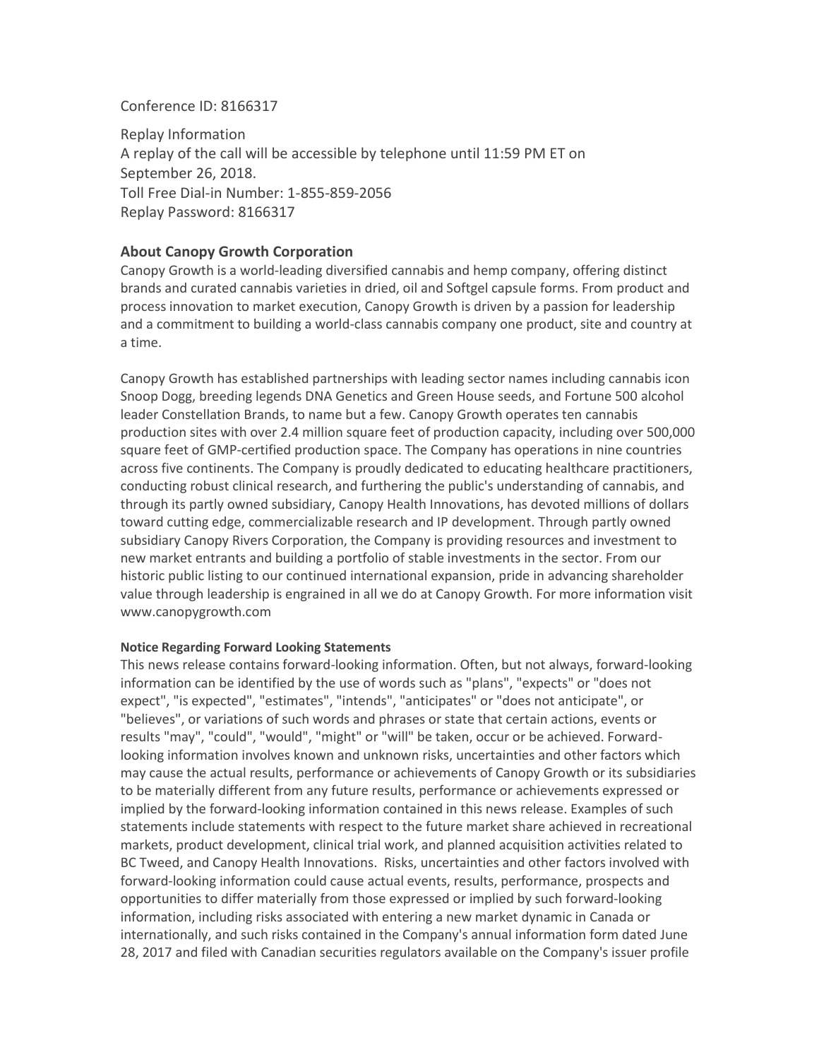Conference ID: 8166317

Replay Information
A replay of the call will be accessible by telephone until 11:59 PM ET on September 26, 2018.
Toll Free Dial-in Number: 1-855-859-2056
Replay Password: 8166317

## About Canopy Growth Corporation

Canopy Growth is a world-leading diversified cannabis and hemp company, offering distinct brands and curated cannabis varieties in dried, oil and Softgel capsule forms. From product and process innovation to market execution, Canopy Growth is driven by a passion for leadership and a commitment to building a world-class cannabis company one product, site and country at a time.

Canopy Growth has established partnerships with leading sector names including cannabis icon Snoop Dogg, breeding legends DNA Genetics and Green House seeds, and Fortune 500 alcohol leader Constellation Brands, to name but a few. Canopy Growth operates ten cannabis production sites with over 2.4 million square feet of production capacity, including over 500,000 square feet of GMP-certified production space. The Company has operations in nine countries across five continents. The Company is proudly dedicated to educating healthcare practitioners, conducting robust clinical research, and furthering the public's understanding of cannabis, and through its partly owned subsidiary, Canopy Health Innovations, has devoted millions of dollars toward cutting edge, commercializable research and IP development. Through partly owned subsidiary Canopy Rivers Corporation, the Company is providing resources and investment to new market entrants and building a portfolio of stable investments in the sector. From our historic public listing to our continued international expansion, pride in advancing shareholder value through leadership is engrained in all we do at Canopy Growth. For more information visit www.canopygrowth.com

#### Notice Regarding Forward Looking Statements

This news release contains forward-looking information. Often, but not always, forward-looking information can be identified by the use of words such as "plans", "expects" or "does not expect", "is expected", "estimates", "intends", "anticipates" or "does not anticipate", or "believes", or variations of such words and phrases or state that certain actions, events or results "may", "could", "would", "might" or "will" be taken, occur or be achieved. Forward-looking information involves known and unknown risks, uncertainties and other factors which may cause the actual results, performance or achievements of Canopy Growth or its subsidiaries to be materially different from any future results, performance or achievements expressed or implied by the forward-looking information contained in this news release. Examples of such statements include statements with respect to the future market share achieved in recreational markets, product development, clinical trial work, and planned acquisition activities related to BC Tweed, and Canopy Health Innovations. Risks, uncertainties and other factors involved with forward-looking information could cause actual events, results, performance, prospects and opportunities to differ materially from those expressed or implied by such forward-looking information, including risks associated with entering a new market dynamic in Canada or internationally, and such risks contained in the Company's annual information form dated June 28, 2017 and filed with Canadian securities regulators available on the Company's issuer profile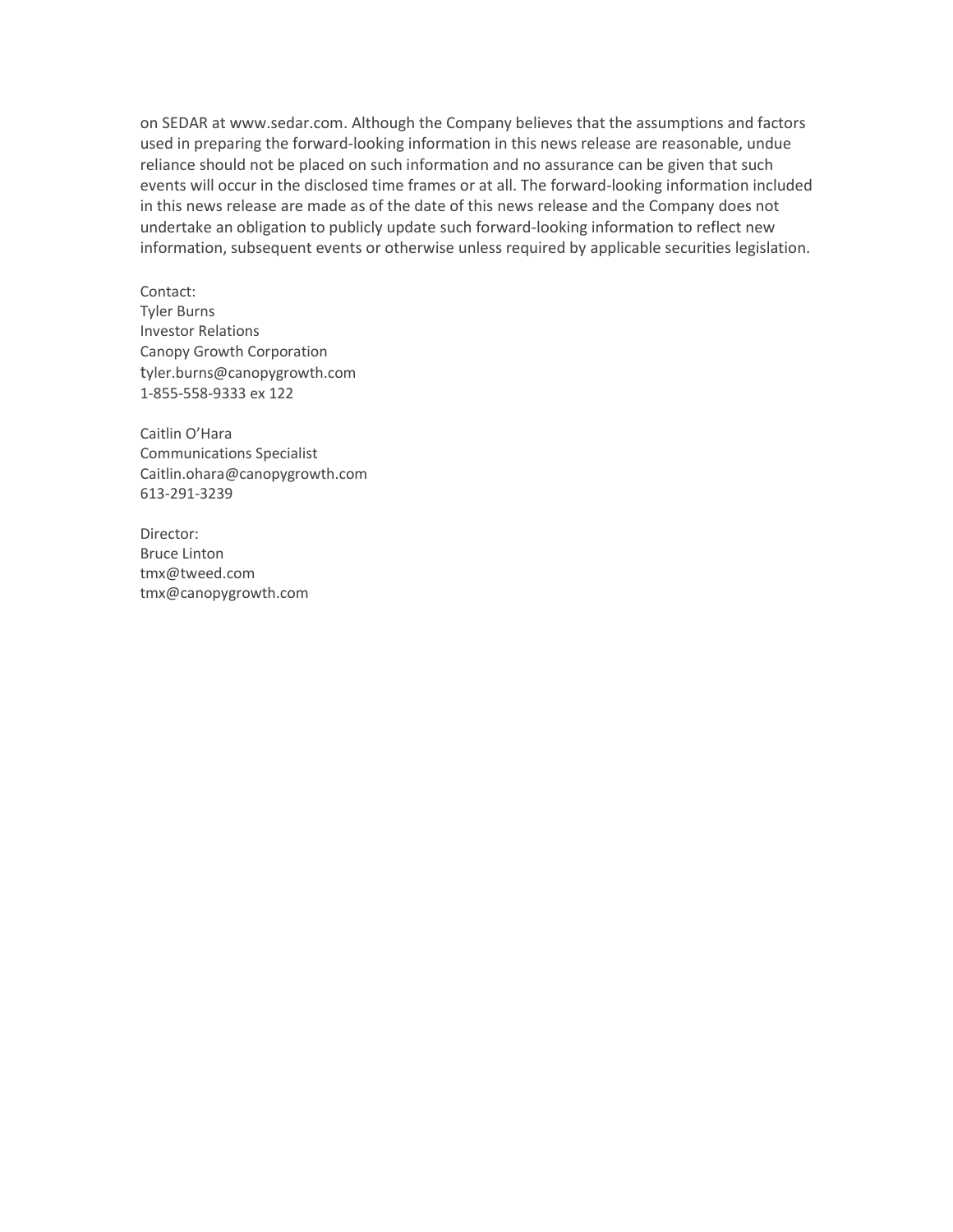on SEDAR at www.sedar.com. Although the Company believes that the assumptions and factors used in preparing the forward-looking information in this news release are reasonable, undue reliance should not be placed on such information and no assurance can be given that such events will occur in the disclosed time frames or at all. The forward-looking information included in this news release are made as of the date of this news release and the Company does not undertake an obligation to publicly update such forward-looking information to reflect new information, subsequent events or otherwise unless required by applicable securities legislation.

Contact:
Tyler Burns
Investor Relations
Canopy Growth Corporation
tyler.burns@canopygrowth.com
1-855-558-9333 ex 122

Caitlin O'Hara
Communications Specialist
Caitlin.ohara@canopygrowth.com
613-291-3239

Director:
Bruce Linton
tmx@tweed.com
tmx@canopygrowth.com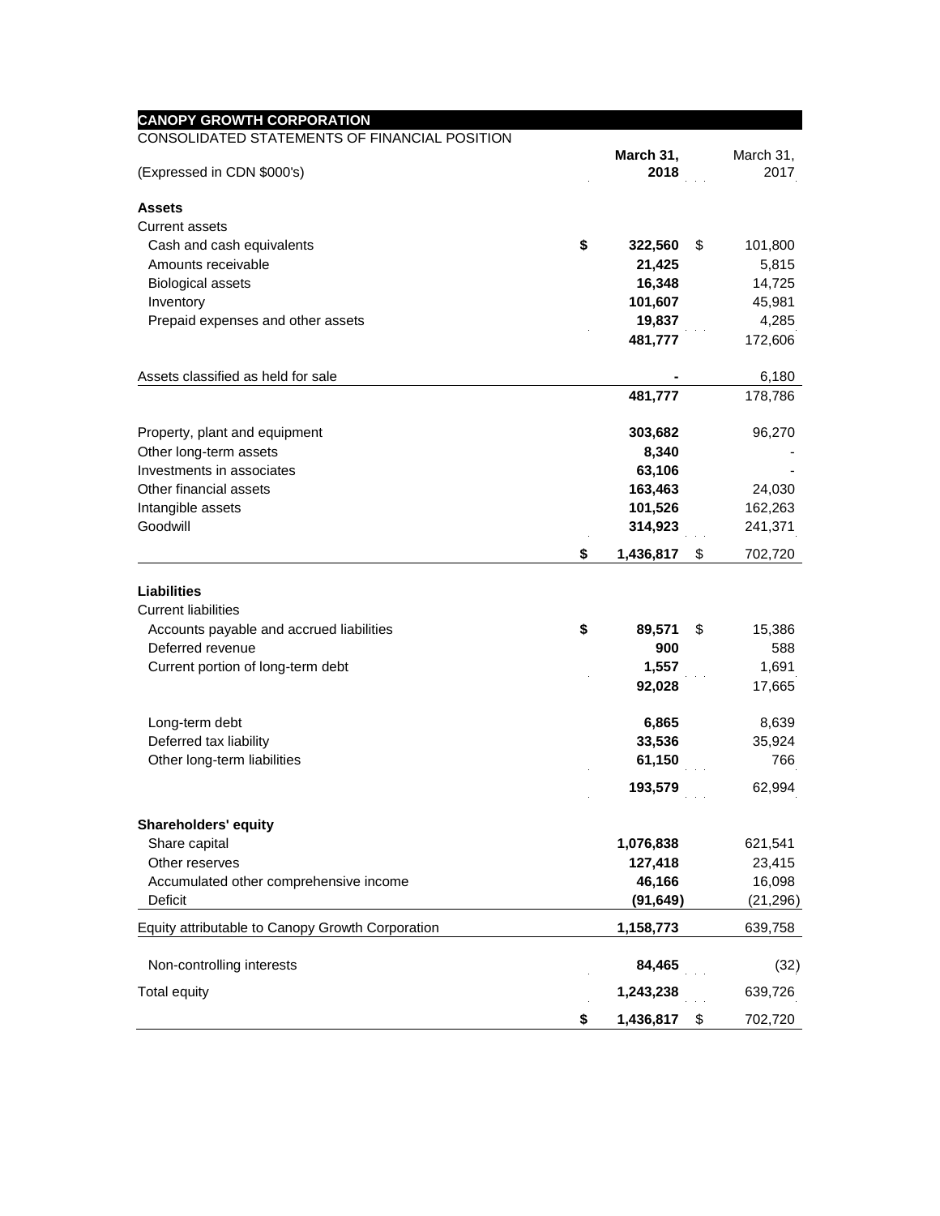**CANOPY GROWTH CORPORATION**

CONSOLIDATED STATEMENTS OF FINANCIAL POSITION

| (Expressed in CDN $000's) | **March 31, 2018** | March 31, 2017 |
|---|---|---|
| **Assets** | | |
| Current assets | | |
| Cash and cash equivalents | **$ 322,560** | $ 101,800 |
| Amounts receivable | **21,425** | 5,815 |
| Biological assets | **16,348** | 14,725 |
| Inventory | **101,607** | 45,981 |
| Prepaid expenses and other assets | **19,837** | 4,285 |
| | **481,777** | 172,606 |
| Assets classified as held for sale | **-** | 6,180 |
| | **481,777** | 178,786 |
| Property, plant and equipment | **303,682** | 96,270 |
| Other long-term assets | **8,340** | - |
| Investments in associates | **63,106** | - |
| Other financial assets | **163,463** | 24,030 |
| Intangible assets | **101,526** | 162,263 |
| Goodwill | **314,923** | 241,371 |
| | **$ 1,436,817** | $ 702,720 |
| **Liabilities** | | |
| Current liabilities | | |
| Accounts payable and accrued liabilities | **$ 89,571** | $ 15,386 |
| Deferred revenue | **900** | 588 |
| Current portion of long-term debt | **1,557** | 1,691 |
| | **92,028** | 17,665 |
| Long-term debt | **6,865** | 8,639 |
| Deferred tax liability | **33,536** | 35,924 |
| Other long-term liabilities | **61,150** | 766 |
| | **193,579** | 62,994 |
| **Shareholders' equity** | | |
| Share capital | **1,076,838** | 621,541 |
| Other reserves | **127,418** | 23,415 |
| Accumulated other comprehensive income | **46,166** | 16,098 |
| Deficit | **(91,649)** | (21,296) |
| Equity attributable to Canopy Growth Corporation | **1,158,773** | 639,758 |
| Non-controlling interests | **84,465** | (32) |
| Total equity | **1,243,238** | 639,726 |
| | **$ 1,436,817** | $ 702,720 |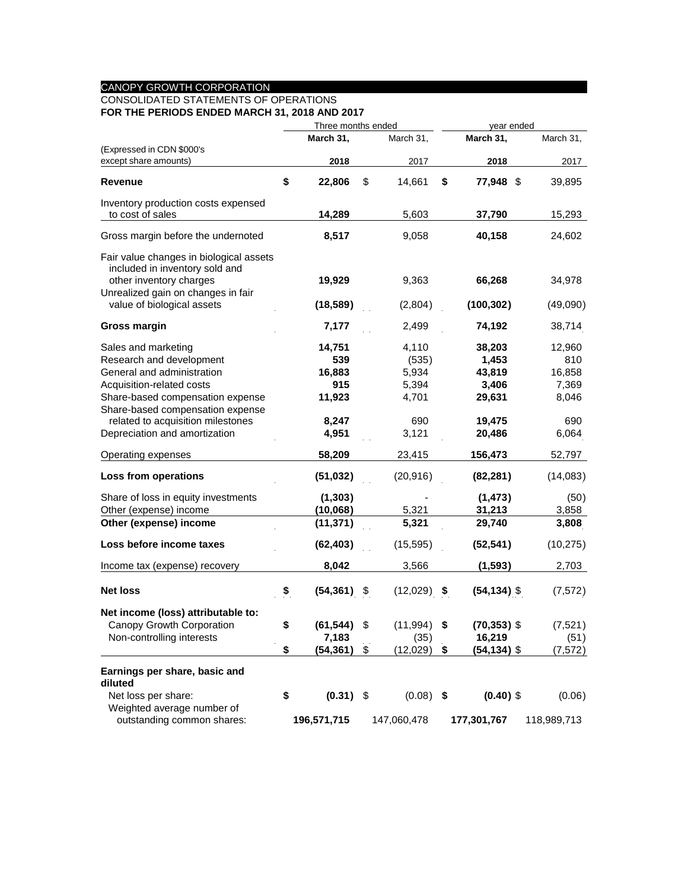CANOPY GROWTH CORPORATION

CONSOLIDATED STATEMENTS OF OPERATIONS

**FOR THE PERIODS ENDED MARCH 31, 2018 AND 2017**

| (Expressed in CDN $000's except share amounts) | Three months ended March 31, 2018 | Three months ended March 31, 2017 | Year ended March 31, 2018 | Year ended March 31, 2017 |
|---|---|---|---|---|
| **Revenue** | **$ 22,806** | $ 14,661 | **$ 77,948** | $ 39,895 |
| Inventory production costs expensed to cost of sales | **14,289** | 5,603 | **37,790** | 15,293 |
| Gross margin before the undernoted | **8,517** | 9,058 | **40,158** | 24,602 |
| Fair value changes in biological assets included in inventory sold and other inventory charges | **19,929** | 9,363 | **66,268** | 34,978 |
| Unrealized gain on changes in fair value of biological assets | **(18,589)** | (2,804) | **(100,302)** | (49,090) |
| **Gross margin** | **7,177** | 2,499 | **74,192** | 38,714 |
| Sales and marketing | **14,751** | 4,110 | **38,203** | 12,960 |
| Research and development | **539** | (535) | **1,453** | 810 |
| General and administration | **16,883** | 5,934 | **43,819** | 16,858 |
| Acquisition-related costs | **915** | 5,394 | **3,406** | 7,369 |
| Share-based compensation expense | **11,923** | 4,701 | **29,631** | 8,046 |
| Share-based compensation expense related to acquisition milestones | **8,247** | 690 | **19,475** | 690 |
| Depreciation and amortization | **4,951** | 3,121 | **20,486** | 6,064 |
| Operating expenses | **58,209** | 23,415 | **156,473** | 52,797 |
| **Loss from operations** | **(51,032)** | (20,916) | **(82,281)** | (14,083) |
| Share of loss in equity investments | **(1,303)** | - | **(1,473)** | (50) |
| Other (expense) income | **(10,068)** | 5,321 | **31,213** | 3,858 |
| **Other (expense) income** | **(11,371)** | **5,321** | **29,740** | **3,808** |
| **Loss before income taxes** | **(62,403)** | (15,595) | **(52,541)** | (10,275) |
| Income tax (expense) recovery | **8,042** | 3,566 | **(1,593)** | 2,703 |
| **Net loss** | **$ (54,361)** | $ (12,029) | **$ (54,134)** | $ (7,572) |
| **Net income (loss) attributable to:** | | | | |
| Canopy Growth Corporation | **$ (61,544)** | $ (11,994) | **$ (70,353)** | $ (7,521) |
| Non-controlling interests | **7,183** | (35) | **16,219** | (51) |
| | **$ (54,361)** | $ (12,029) | **$ (54,134)** | $ (7,572) |
| **Earnings per share, basic and diluted** | | | | |
| Net loss per share: | **$ (0.31)** | $ (0.08) | **$ (0.40)** | $ (0.06) |
| Weighted average number of outstanding common shares: | **196,571,715** | 147,060,478 | **177,301,767** | 118,989,713 |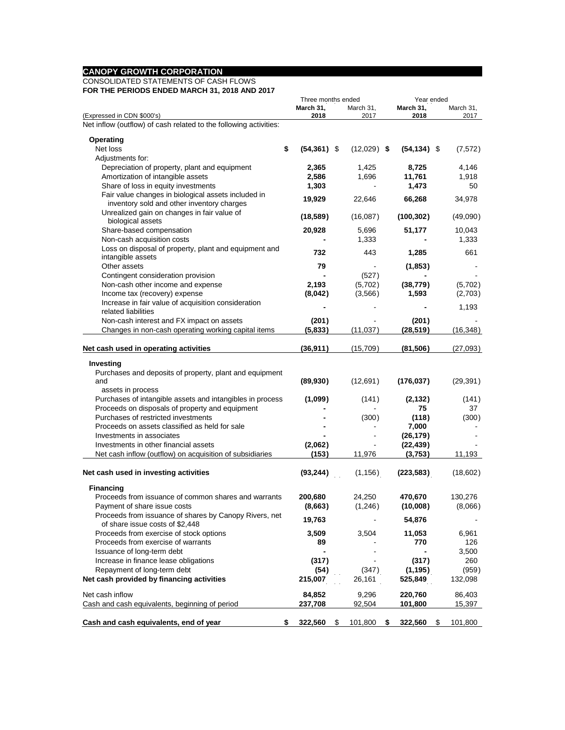**CANOPY GROWTH CORPORATION**

CONSOLIDATED STATEMENTS OF CASH FLOWS

**FOR THE PERIODS ENDED MARCH 31, 2018 AND 2017**

| (Expressed in CDN $000's) | Three months ended **March 31, 2018** | Three months ended March 31, 2017 | Year ended **March 31, 2018** | Year ended March 31, 2017 |
|---|---|---|---|---|
| Net inflow (outflow) of cash related to the following activities: | | | | |
| **Operating** | | | | |
| Net loss | **$ (54,361)** | $ (12,029) | **$ (54,134)** | $ (7,572) |
| Adjustments for: | | | | |
| Depreciation of property, plant and equipment | **2,365** | 1,425 | **8,725** | 4,146 |
| Amortization of intangible assets | **2,586** | 1,696 | **11,761** | 1,918 |
| Share of loss in equity investments | **1,303** | - | **1,473** | 50 |
| Fair value changes in biological assets included in inventory sold and other inventory charges | **19,929** | 22,646 | **66,268** | 34,978 |
| Unrealized gain on changes in fair value of biological assets | **(18,589)** | (16,087) | **(100,302)** | (49,090) |
| Share-based compensation | **20,928** | 5,696 | **51,177** | 10,043 |
| Non-cash acquisition costs | **-** | 1,333 | **-** | 1,333 |
| Loss on disposal of property, plant and equipment and intangible assets | **732** | 443 | **1,285** | 661 |
| Other assets | **79** | - | **(1,853)** | - |
| Contingent consideration provision | **-** | (527) | **-** | - |
| Non-cash other income and expense | **2,193** | (5,702) | **(38,779)** | (5,702) |
| Income tax (recovery) expense | **(8,042)** | (3,566) | **1,593** | (2,703) |
| Increase in fair value of acquisition consideration related liabilities | **-** | - | **-** | 1,193 |
| Non-cash interest and FX impact on assets | **(201)** | - | **(201)** | - |
| Changes in non-cash operating working capital items | **(5,833)** | (11,037) | **(28,519)** | (16,348) |
| **Net cash used in operating activities** | **(36,911)** | (15,709) | **(81,506)** | (27,093) |
| **Investing** | | | | |
| Purchases and deposits of property, plant and equipment and assets in process | **(89,930)** | (12,691) | **(176,037)** | (29,391) |
| Purchases of intangible assets and intangibles in process | **(1,099)** | (141) | **(2,132)** | (141) |
| Proceeds on disposals of property and equipment | **-** | - | **75** | 37 |
| Purchases of restricted investments | **-** | (300) | **(118)** | (300) |
| Proceeds on assets classified as held for sale | **-** | - | **7,000** | - |
| Investments in associates | **-** | - | **(26,179)** | - |
| Investments in other financial assets | **(2,062)** | - | **(22,439)** | - |
| Net cash inflow (outflow) on acquisition of subsidiaries | **(153)** | 11,976 | **(3,753)** | 11,193 |
| **Net cash used in investing activities** | **(93,244)** | (1,156) | **(223,583)** | (18,602) |
| **Financing** | | | | |
| Proceeds from issuance of common shares and warrants | **200,680** | 24,250 | **470,670** | 130,276 |
| Payment of share issue costs | **(8,663)** | (1,246) | **(10,008)** | (8,066) |
| Proceeds from issuance of shares by Canopy Rivers, net of share issue costs of $2,448 | **19,763** | - | **54,876** | - |
| Proceeds from exercise of stock options | **3,509** | 3,504 | **11,053** | 6,961 |
| Proceeds from exercise of warrants | **89** | - | **770** | 126 |
| Issuance of long-term debt | **-** | - | **-** | 3,500 |
| Increase in finance lease obligations | **(317)** | - | **(317)** | 260 |
| Repayment of long-term debt | **(54)** | (347) | **(1,195)** | (959) |
| **Net cash provided by financing activities** | **215,007** | 26,161 | **525,849** | 132,098 |
| Net cash inflow | **84,852** | 9,296 | **220,760** | 86,403 |
| Cash and cash equivalents, beginning of period | **237,708** | 92,504 | **101,800** | 15,397 |
| **Cash and cash equivalents, end of year** | **$ 322,560** | $ 101,800 | **$ 322,560** | $ 101,800 |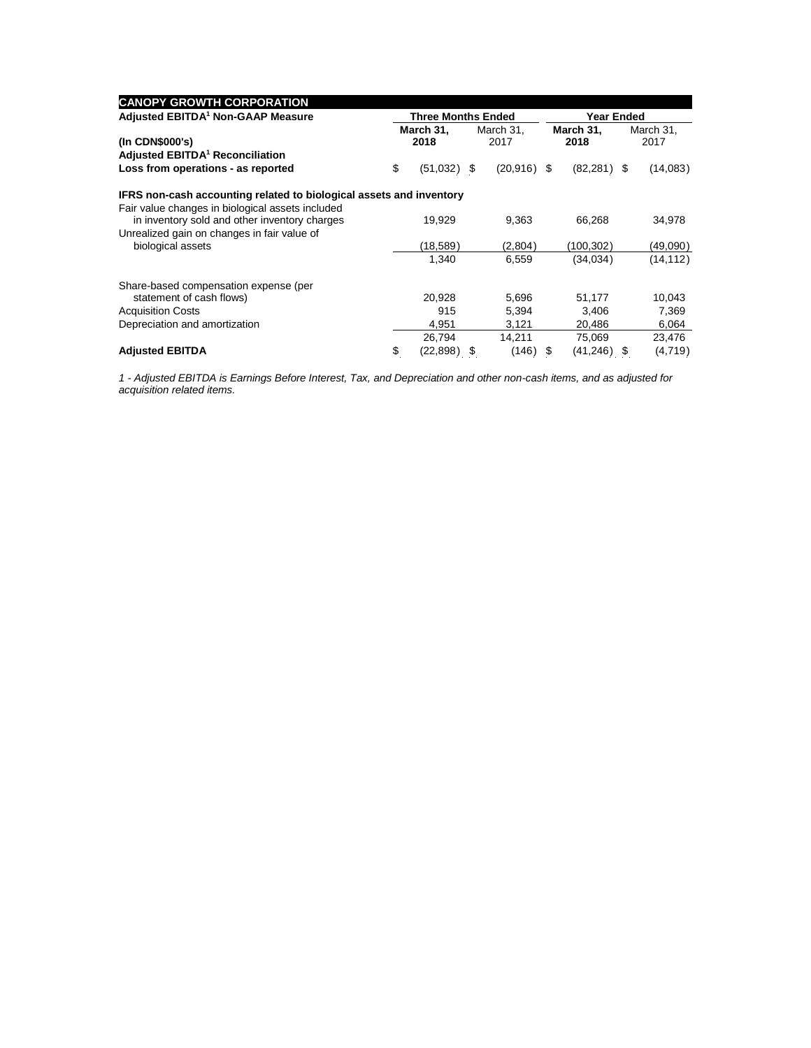## CANOPY GROWTH CORPORATION

| Adjusted EBITDA[1] Non-GAAP Measure | Three Months Ended | | Year Ended | |
|---|---|---|---|---|
| (In CDN$000's) | **March 31, 2018** | March 31, 2017 | **March 31, 2018** | March 31, 2017 |
| **Adjusted EBITDA[1] Reconciliation** | | | | |
| **Loss from operations - as reported** | $ (51,032) | $ (20,916) | $ (82,281) | $ (14,083) |
| **IFRS non-cash accounting related to biological assets and inventory** | | | | |
| Fair value changes in biological assets included in inventory sold and other inventory charges | 19,929 | 9,363 | 66,268 | 34,978 |
| Unrealized gain on changes in fair value of biological assets | (18,589) | (2,804) | (100,302) | (49,090) |
| | 1,340 | 6,559 | (34,034) | (14,112) |
| Share-based compensation expense (per statement of cash flows) | 20,928 | 5,696 | 51,177 | 10,043 |
| Acquisition Costs | 915 | 5,394 | 3,406 | 7,369 |
| Depreciation and amortization | 4,951 | 3,121 | 20,486 | 6,064 |
| | 26,794 | 14,211 | 75,069 | 23,476 |
| **Adjusted EBITDA** | $ (22,898) | $ (146) | $ (41,246) | $ (4,719) |

*1 - Adjusted EBITDA is Earnings Before Interest, Tax, and Depreciation and other non-cash items, and as adjusted for acquisition related items.*